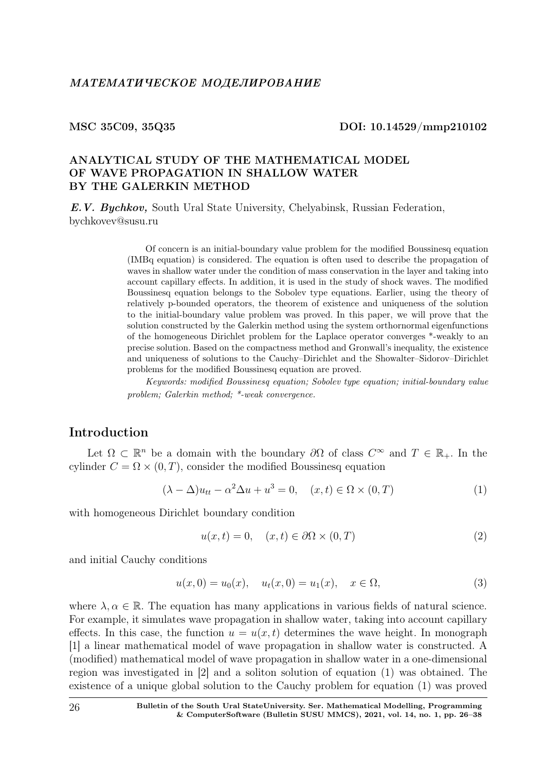*МАТЕМАТИЧЕСКОЕ МОДЕЛИРОВАНИЕ*

**MSC 35C09, 35Q35** **DOI: 10.14529/mmp210102**

# ANALYTICAL STUDY OF THE MATHEMATICAL MODEL OF WAVE PROPAGATION IN SHALLOW WATER BY THE GALERKIN METHOD

***E.V. Bychkov,*** South Ural State University, Chelyabinsk, Russian Federation, bychkovev@susu.ru

Of concern is an initial-boundary value problem for the modified Boussinesq equation (IMBq equation) is considered. The equation is often used to describe the propagation of waves in shallow water under the condition of mass conservation in the layer and taking into account capillary effects. In addition, it is used in the study of shock waves. The modified Boussinesq equation belongs to the Sobolev type equations. Earlier, using the theory of relatively p-bounded operators, the theorem of existence and uniqueness of the solution to the initial-boundary value problem was proved. In this paper, we will prove that the solution constructed by the Galerkin method using the system orthornormal eigenfunctions of the homogeneous Dirichlet problem for the Laplace operator converges *-weakly to an precise solution. Based on the compactness method and Gronwall's inequality, the existence and uniqueness of solutions to the Cauchy–Dirichlet and the Showalter–Sidorov–Dirichlet problems for the modified Boussinesq equation are proved.

*Keywords: modified Boussinesq equation; Sobolev type equation; initial-boundary value problem; Galerkin method; *-weak convergence.*

## Introduction

Let $\Omega \subset \mathbb{R}^n$ be a domain with the boundary $\partial\Omega$ of class $C^\infty$ and $T \in \mathbb{R}_+$. In the cylinder $C = \Omega \times (0, T)$, consider the modified Boussinesq equation

$$(\lambda - \Delta)u_{tt} - \alpha^2 \Delta u + u^3 = 0, \quad (x, t) \in \Omega \times (0, T) \tag{1}$$

with homogeneous Dirichlet boundary condition

$$u(x, t) = 0, \quad (x, t) \in \partial\Omega \times (0, T) \tag{2}$$

and initial Cauchy conditions

$$u(x, 0) = u_0(x), \quad u_t(x, 0) = u_1(x), \quad x \in \Omega, \tag{3}$$

where $\lambda, \alpha \in \mathbb{R}$. The equation has many applications in various fields of natural science. For example, it simulates wave propagation in shallow water, taking into account capillary effects. In this case, the function $u = u(x, t)$ determines the wave height. In monograph [1] a linear mathematical model of wave propagation in shallow water is constructed. A (modified) mathematical model of wave propagation in shallow water in a one-dimensional region was investigated in [2] and a soliton solution of equation (1) was obtained. The existence of a unique global solution to the Cauchy problem for equation (1) was proved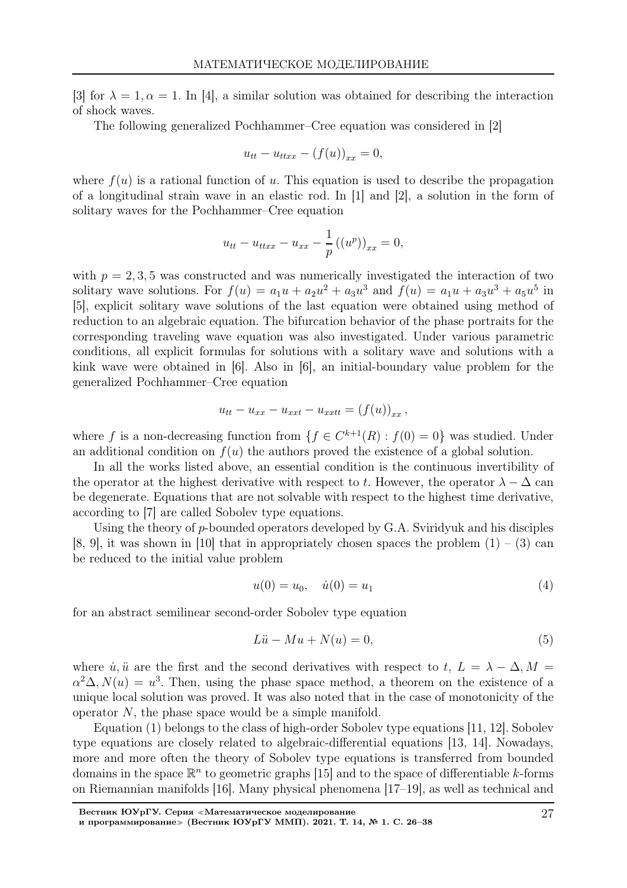[3] for $\lambda = 1, \alpha = 1$. In [4], a similar solution was obtained for describing the interaction of shock waves.

The following generalized Pochhammer–Cree equation was considered in [2]

$$u_{tt} - u_{ttxx} - (f(u))_{xx} = 0,$$

where $f(u)$ is a rational function of $u$. This equation is used to describe the propagation of a longitudinal strain wave in an elastic rod. In [1] and [2], a solution in the form of solitary waves for the Pochhammer–Cree equation

$$u_{tt} - u_{ttxx} - u_{xx} - \frac{1}{p}\left((u^p)\right)_{xx} = 0,$$

with $p = 2, 3, 5$ was constructed and was numerically investigated the interaction of two solitary wave solutions. For $f(u) = a_1 u + a_2 u^2 + a_3 u^3$ and $f(u) = a_1 u + a_3 u^3 + a_5 u^5$ in [5], explicit solitary wave solutions of the last equation were obtained using method of reduction to an algebraic equation. The bifurcation behavior of the phase portraits for the corresponding traveling wave equation was also investigated. Under various parametric conditions, all explicit formulas for solutions with a solitary wave and solutions with a kink wave were obtained in [6]. Also in [6], an initial-boundary value problem for the generalized Pochhammer–Cree equation

$$u_{tt} - u_{xx} - u_{xxt} - u_{xxtt} = (f(u))_{xx},$$

where $f$ is a non-decreasing function from $\{f \in C^{k+1}(R) : f(0) = 0\}$ was studied. Under an additional condition on $f(u)$ the authors proved the existence of a global solution.

In all the works listed above, an essential condition is the continuous invertibility of the operator at the highest derivative with respect to $t$. However, the operator $\lambda - \Delta$ can be degenerate. Equations that are not solvable with respect to the highest time derivative, according to [7] are called Sobolev type equations.

Using the theory of $p$-bounded operators developed by G.A. Sviridyuk and his disciples [8, 9], it was shown in [10] that in appropriately chosen spaces the problem (1) – (3) can be reduced to the initial value problem

$$u(0) = u_0, \quad \dot{u}(0) = u_1 \tag{4}$$

for an abstract semilinear second-order Sobolev type equation

$$L\ddot{u} - Mu + N(u) = 0, \tag{5}$$

where $\dot{u}, \ddot{u}$ are the first and the second derivatives with respect to $t$, $L = \lambda - \Delta, M = \alpha^2 \Delta, N(u) = u^3$. Then, using the phase space method, a theorem on the existence of a unique local solution was proved. It was also noted that in the case of monotonicity of the operator $N$, the phase space would be a simple manifold.

Equation (1) belongs to the class of high-order Sobolev type equations [11, 12]. Sobolev type equations are closely related to algebraic-differential equations [13, 14]. Nowadays, more and more often the theory of Sobolev type equations is transferred from bounded domains in the space $\mathbb{R}^n$ to geometric graphs [15] and to the space of differentiable $k$-forms on Riemannian manifolds [16]. Many physical phenomena [17–19], as well as technical and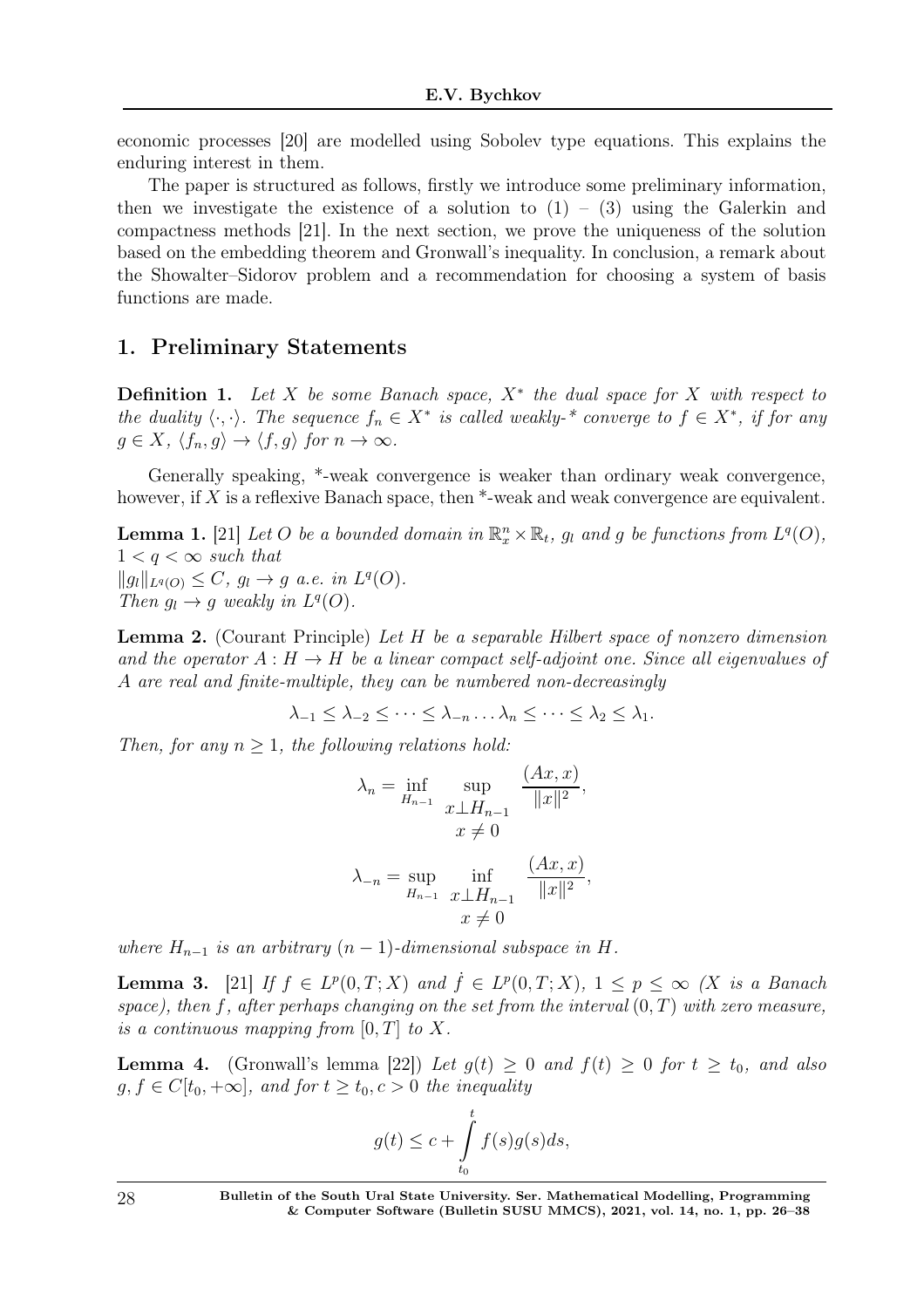economic processes [20] are modelled using Sobolev type equations. This explains the enduring interest in them.

The paper is structured as follows, firstly we introduce some preliminary information, then we investigate the existence of a solution to (1) – (3) using the Galerkin and compactness methods [21]. In the next section, we prove the uniqueness of the solution based on the embedding theorem and Gronwall's inequality. In conclusion, a remark about the Showalter–Sidorov problem and a recommendation for choosing a system of basis functions are made.

## 1. Preliminary Statements

**Definition 1.** *Let $X$ be some Banach space, $X^*$ the dual space for $X$ with respect to the duality $\langle \cdot, \cdot \rangle$. The sequence $f_n \in X^*$ is called weakly-\* converge to $f \in X^*$, if for any $g \in X$, $\langle f_n, g\rangle \to \langle f, g\rangle$ for $n \to \infty$.*

Generally speaking, \*-weak convergence is weaker than ordinary weak convergence, however, if $X$ is a reflexive Banach space, then \*-weak and weak convergence are equivalent.

**Lemma 1.** [21] *Let $O$ be a bounded domain in $\mathbb{R}^n_x \times \mathbb{R}_t$, $g_l$ and $g$ be functions from $L^q(O)$, $1 < q < \infty$ such that*
*$\|g_l\|_{L^q(O)} \leq C$, $g_l \to g$ a.e. in $L^q(O)$.*
*Then $g_l \to g$ weakly in $L^q(O)$.*

**Lemma 2.** (Courant Principle) *Let $H$ be a separable Hilbert space of nonzero dimension and the operator $A : H \to H$ be a linear compact self-adjoint one. Since all eigenvalues of $A$ are real and finite-multiple, they can be numbered non-decreasingly*

$$\lambda_{-1} \leq \lambda_{-2} \leq \dots \leq \lambda_{-n} \dots \lambda_n \leq \dots \leq \lambda_2 \leq \lambda_1.$$

*Then, for any $n \geq 1$, the following relations hold:*

$$\lambda_n = \inf_{H_{n-1}} \sup_{\substack{x \perp H_{n-1} \\ x \neq 0}} \frac{(Ax, x)}{\|x\|^2},$$

$$\lambda_{-n} = \sup_{H_{n-1}} \inf_{\substack{x \perp H_{n-1} \\ x \neq 0}} \frac{(Ax, x)}{\|x\|^2},$$

*where $H_{n-1}$ is an arbitrary $(n-1)$-dimensional subspace in $H$.*

**Lemma 3.** [21] *If $f \in L^p(0, T; X)$ and $\dot{f} \in L^p(0, T; X)$, $1 \leq p \leq \infty$ ($X$ is a Banach space), then $f$, after perhaps changing on the set from the interval $(0, T)$ with zero measure, is a continuous mapping from $[0, T]$ to $X$.*

**Lemma 4.** (Gronwall's lemma [22]) *Let $g(t) \geq 0$ and $f(t) \geq 0$ for $t \geq t_0$, and also $g, f \in C[t_0, +\infty]$, and for $t \geq t_0, c > 0$ the inequality*

$$g(t) \leq c + \int_{t_0}^{t} f(s)g(s)ds,$$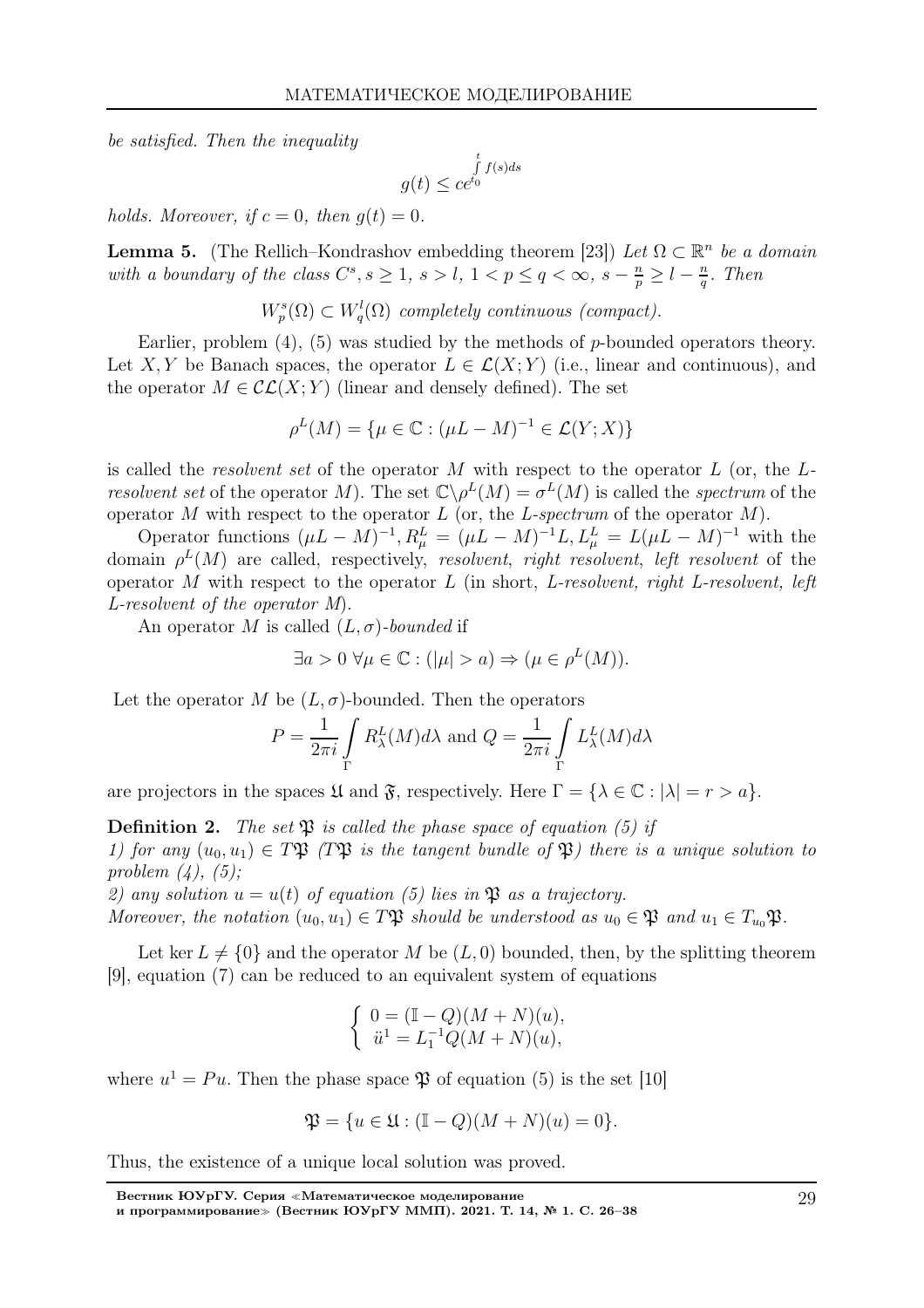*be satisfied. Then the inequality*

$$g(t) \leq ce^{\int\limits_{t_0}^{t} f(s)ds}$$

*holds. Moreover, if $c = 0$, then $g(t) = 0$.*

**Lemma 5.** (The Rellich–Kondrashov embedding theorem [23]) *Let $\Omega \subset \mathbb{R}^n$ be a domain with a boundary of the class $C^s, s \geq 1$, $s > l$, $1 < p \leq q < \infty$, $s - \frac{n}{p} \geq l - \frac{n}{q}$. Then*

$$W_p^s(\Omega) \subset W_q^l(\Omega) \textit{ completely continuous (compact).}$$

Earlier, problem (4), (5) was studied by the methods of $p$-bounded operators theory. Let $X, Y$ be Banach spaces, the operator $L \in \mathcal{L}(X; Y)$ (i.e., linear and continuous), and the operator $M \in \mathcal{CL}(X; Y)$ (linear and densely defined). The set

$$\rho^L(M) = \{\mu \in \mathbb{C} : (\mu L - M)^{-1} \in \mathcal{L}(Y; X)\}$$

is called the *resolvent set* of the operator $M$ with respect to the operator $L$ (or, the *L-resolvent set* of the operator $M$). The set $\mathbb{C} \backslash \rho^L(M) = \sigma^L(M)$ is called the *spectrum* of the operator $M$ with respect to the operator $L$ (or, the *L-spectrum* of the operator $M$).

Operator functions $(\mu L - M)^{-1}, R_\mu^L = (\mu L - M)^{-1} L, L_\mu^L = L(\mu L - M)^{-1}$ with the domain $\rho^L(M)$ are called, respectively, *resolvent*, *right resolvent*, *left resolvent* of the operator $M$ with respect to the operator $L$ (in short, *L-resolvent, right L-resolvent, left L-resolvent of the operator M*).

An operator $M$ is called *$(L, \sigma)$-bounded* if

$$\exists a > 0 \ \forall \mu \in \mathbb{C} : (|\mu| > a) \Rightarrow (\mu \in \rho^L(M)).$$

Let the operator $M$ be $(L, \sigma)$-bounded. Then the operators

$$P = \frac{1}{2\pi i} \int\limits_\Gamma R_\lambda^L(M) d\lambda \text{ and } Q = \frac{1}{2\pi i} \int\limits_\Gamma L_\lambda^L(M) d\lambda$$

are projectors in the spaces $\mathfrak{U}$ and $\mathfrak{F}$, respectively. Here $\Gamma = \{\lambda \in \mathbb{C} : |\lambda| = r > a\}$.

**Definition 2.** *The set $\mathfrak{P}$ is called the phase space of equation (5) if*
*1) for any $(u_0, u_1) \in T\mathfrak{P}$ ($T\mathfrak{P}$ is the tangent bundle of $\mathfrak{P}$) there is a unique solution to problem (4), (5);*
*2) any solution $u = u(t)$ of equation (5) lies in $\mathfrak{P}$ as a trajectory.*
*Moreover, the notation $(u_0, u_1) \in T\mathfrak{P}$ should be understood as $u_0 \in \mathfrak{P}$ and $u_1 \in T_{u_0}\mathfrak{P}$.*

Let $\ker L \neq \{0\}$ and the operator $M$ be $(L, 0)$ bounded, then, by the splitting theorem [9], equation (7) can be reduced to an equivalent system of equations

$$\begin{cases} 0 = (\mathbb{I} - Q)(M + N)(u), \\ \ddot{u}^1 = L_1^{-1} Q(M + N)(u), \end{cases}$$

where $u^1 = Pu$. Then the phase space $\mathfrak{P}$ of equation (5) is the set [10]

$$\mathfrak{P} = \{u \in \mathfrak{U} : (\mathbb{I} - Q)(M + N)(u) = 0\}.$$

Thus, the existence of a unique local solution was proved.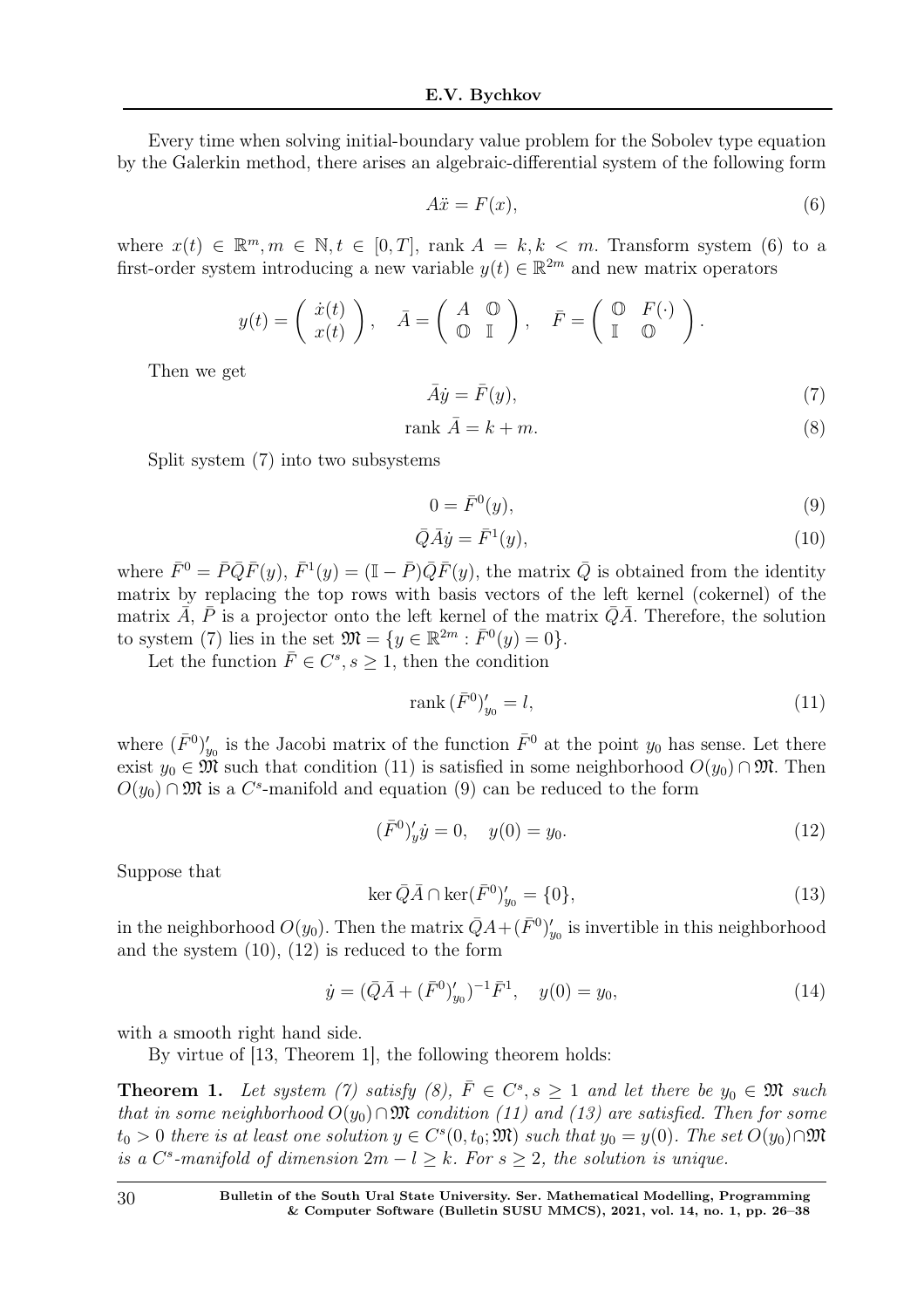Every time when solving initial-boundary value problem for the Sobolev type equation by the Galerkin method, there arises an algebraic-differential system of the following form

$$A\ddot{x} = F(x), \tag{6}$$

where $x(t) \in \mathbb{R}^m, m \in \mathbb{N}, t \in [0,T]$, rank $A = k, k < m$. Transform system (6) to a first-order system introducing a new variable $y(t) \in \mathbb{R}^{2m}$ and new matrix operators

$$y(t) = \begin{pmatrix} \dot{x}(t) \\ x(t) \end{pmatrix}, \quad \bar{A} = \begin{pmatrix} A & \mathbb{O} \\ \mathbb{O} & \mathbb{I} \end{pmatrix}, \quad \bar{F} = \begin{pmatrix} \mathbb{O} & F(\cdot) \\ \mathbb{I} & \mathbb{O} \end{pmatrix}.$$

Then we get

$$\bar{A}\dot{y} = \bar{F}(y), \tag{7}$$

$$\text{rank } \bar{A} = k + m. \tag{8}$$

Split system (7) into two subsystems

$$0 = \bar{F}^0(y), \tag{9}$$

$$\bar{Q}\bar{A}\dot{y} = \bar{F}^1(y), \tag{10}$$

where $\bar{F}^0 = \bar{P}\bar{Q}\bar{F}(y)$, $\bar{F}^1(y) = (\mathbb{I} - \bar{P})\bar{Q}\bar{F}(y)$, the matrix $\bar{Q}$ is obtained from the identity matrix by replacing the top rows with basis vectors of the left kernel (cokernel) of the matrix $\bar{A}$, $\bar{P}$ is a projector onto the left kernel of the matrix $\bar{Q}\bar{A}$. Therefore, the solution to system (7) lies in the set $\mathfrak{M} = \{y \in \mathbb{R}^{2m} : \bar{F}^0(y) = 0\}$.

Let the function $\bar{F} \in C^s, s \geq 1$, then the condition

$$\text{rank}\, (\bar{F}^0)'_{y_0} = l, \tag{11}$$

where $(\bar{F}^0)'_{y_0}$ is the Jacobi matrix of the function $\bar{F}^0$ at the point $y_0$ has sense. Let there exist $y_0 \in \mathfrak{M}$ such that condition (11) is satisfied in some neighborhood $O(y_0) \cap \mathfrak{M}$. Then $O(y_0) \cap \mathfrak{M}$ is a $C^s$-manifold and equation (9) can be reduced to the form

$$(\bar{F}^0)'_y \dot{y} = 0, \quad y(0) = y_0. \tag{12}$$

Suppose that

$$\ker \bar{Q}\bar{A} \cap \ker(\bar{F}^0)'_{y_0} = \{0\}, \tag{13}$$

in the neighborhood $O(y_0)$. Then the matrix $\bar{Q}A + (\bar{F}^0)'_{y_0}$ is invertible in this neighborhood and the system (10), (12) is reduced to the form

$$\dot{y} = (\bar{Q}\bar{A} + (\bar{F}^0)'_{y_0})^{-1}\bar{F}^1, \quad y(0) = y_0, \tag{14}$$

with a smooth right hand side.

By virtue of [13, Theorem 1], the following theorem holds:

**Theorem 1.** *Let system (7) satisfy (8), $\bar{F} \in C^s, s \geq 1$ and let there be $y_0 \in \mathfrak{M}$ such that in some neighborhood $O(y_0) \cap \mathfrak{M}$ condition (11) and (13) are satisfied. Then for some $t_0 > 0$ there is at least one solution $y \in C^s(0, t_0; \mathfrak{M})$ such that $y_0 = y(0)$. The set $O(y_0) \cap \mathfrak{M}$ is a $C^s$-manifold of dimension $2m - l \geq k$. For $s \geq 2$, the solution is unique.*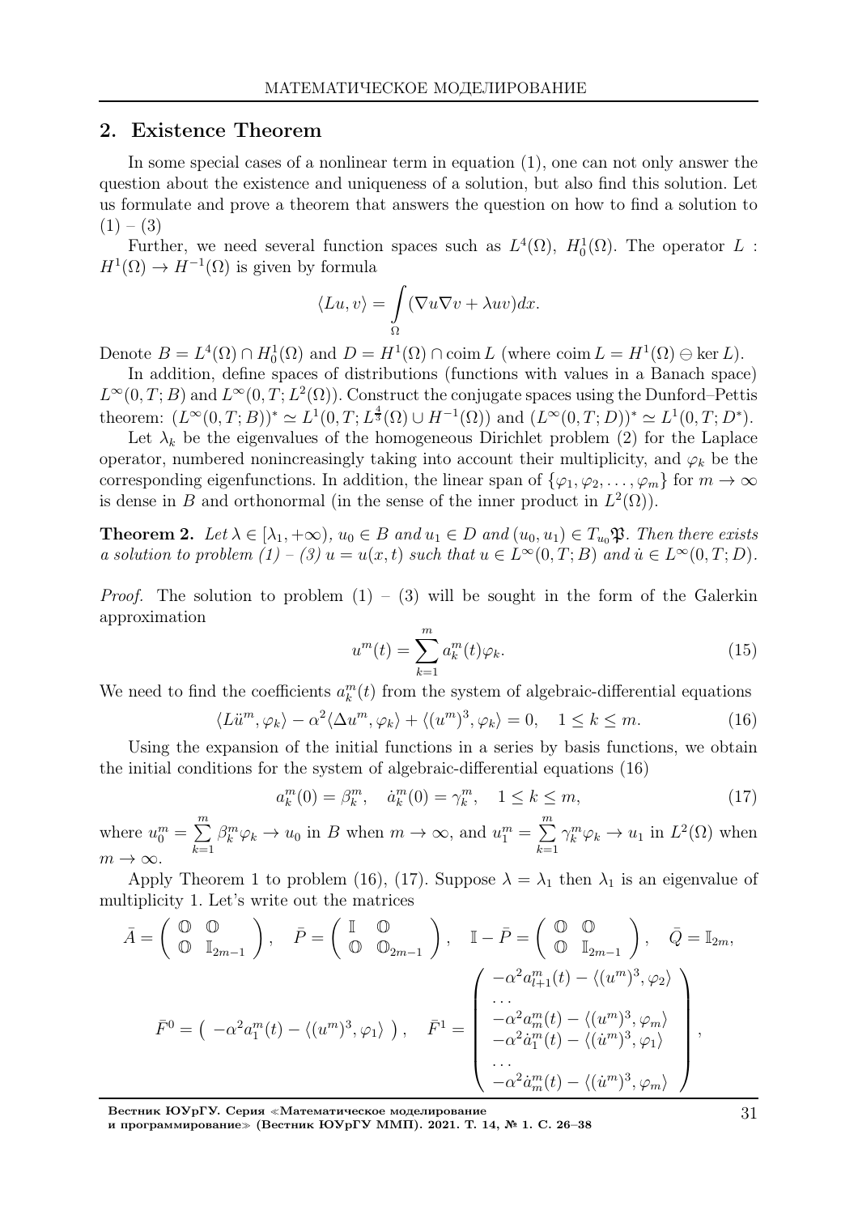## 2. Existence Theorem

In some special cases of a nonlinear term in equation (1), one can not only answer the question about the existence and uniqueness of a solution, but also find this solution. Let us formulate and prove a theorem that answers the question on how to find a solution to (1) – (3)

Further, we need several function spaces such as $L^4(\Omega)$, $H_0^1(\Omega)$. The operator $L : H^1(\Omega) \to H^{-1}(\Omega)$ is given by formula

$$\langle Lu, v\rangle = \int\limits_{\Omega} (\nabla u \nabla v + \lambda uv)dx.$$

Denote $B = L^4(\Omega) \cap H_0^1(\Omega)$ and $D = H^1(\Omega) \cap \operatorname{coim} L$ (where $\operatorname{coim} L = H^1(\Omega) \ominus \ker L$).

In addition, define spaces of distributions (functions with values in a Banach space) $L^\infty(0, T; B)$ and $L^\infty(0, T; L^2(\Omega))$. Construct the conjugate spaces using the Dunford–Pettis theorem: $(L^\infty(0, T; B))^* \simeq L^1(0, T; L^{\frac{4}{3}}(\Omega) \cup H^{-1}(\Omega))$ and $(L^\infty(0, T; D))^* \simeq L^1(0, T; D^*)$.

Let $\lambda_k$ be the eigenvalues of the homogeneous Dirichlet problem (2) for the Laplace operator, numbered nonincreasingly taking into account their multiplicity, and $\varphi_k$ be the corresponding eigenfunctions. In addition, the linear span of $\{\varphi_1, \varphi_2, \ldots, \varphi_m\}$ for $m \to \infty$ is dense in $B$ and orthonormal (in the sense of the inner product in $L^2(\Omega)$).

**Theorem 2.** *Let $\lambda \in [\lambda_1, +\infty)$, $u_0 \in B$ and $u_1 \in D$ and $(u_0, u_1) \in T_{u_0}\mathfrak{P}$. Then there exists a solution to problem (1) – (3) $u = u(x, t)$ such that $u \in L^\infty(0, T; B)$ and $\dot{u} \in L^\infty(0, T; D)$.*

*Proof.* The solution to problem (1) – (3) will be sought in the form of the Galerkin approximation

$$u^m(t) = \sum_{k=1}^{m} a_k^m(t)\varphi_k. \tag{15}$$

We need to find the coefficients $a_k^m(t)$ from the system of algebraic-differential equations

$$\langle L\ddot{u}^m, \varphi_k\rangle - \alpha^2\langle \Delta u^m, \varphi_k\rangle + \langle (u^m)^3, \varphi_k\rangle = 0, \quad 1 \le k \le m. \tag{16}$$

Using the expansion of the initial functions in a series by basis functions, we obtain the initial conditions for the system of algebraic-differential equations (16)

$$a_k^m(0) = \beta_k^m, \quad \dot{a}_k^m(0) = \gamma_k^m, \quad 1 \le k \le m, \tag{17}$$

where $u_0^m = \sum\limits_{k=1}^{m} \beta_k^m \varphi_k \to u_0$ in $B$ when $m \to \infty$, and $u_1^m = \sum\limits_{k=1}^{m} \gamma_k^m \varphi_k \to u_1$ in $L^2(\Omega)$ when $m \to \infty$.

Apply Theorem 1 to problem (16), (17). Suppose $\lambda = \lambda_1$ then $\lambda_1$ is an eigenvalue of multiplicity 1. Let's write out the matrices

$$\bar{A} = \begin{pmatrix} \mathbb{O} & \mathbb{O} \\ \mathbb{O} & \mathbb{I}_{2m-1} \end{pmatrix}, \quad \bar{P} = \begin{pmatrix} \mathbb{I} & \mathbb{O} \\ \mathbb{O} & \mathbb{O}_{2m-1} \end{pmatrix}, \quad \mathbb{I} - \bar{P} = \begin{pmatrix} \mathbb{O} & \mathbb{O} \\ \mathbb{O} & \mathbb{I}_{2m-1} \end{pmatrix}, \quad \bar{Q} = \mathbb{I}_{2m},$$

$$\bar{F}^0 = \begin{pmatrix} -\alpha^2 a_1^m(t) - \langle (u^m)^3, \varphi_1\rangle \end{pmatrix}, \quad \bar{F}^1 = \begin{pmatrix} -\alpha^2 a_{l+1}^m(t) - \langle (u^m)^3, \varphi_2\rangle \\ \ldots \\ -\alpha^2 a_m^m(t) - \langle (u^m)^3, \varphi_m\rangle \\ -\alpha^2 \dot{a}_1^m(t) - \langle (\dot{u}^m)^3, \varphi_1\rangle \\ \ldots \\ -\alpha^2 \dot{a}_m^m(t) - \langle (\dot{u}^m)^3, \varphi_m\rangle \end{pmatrix},$$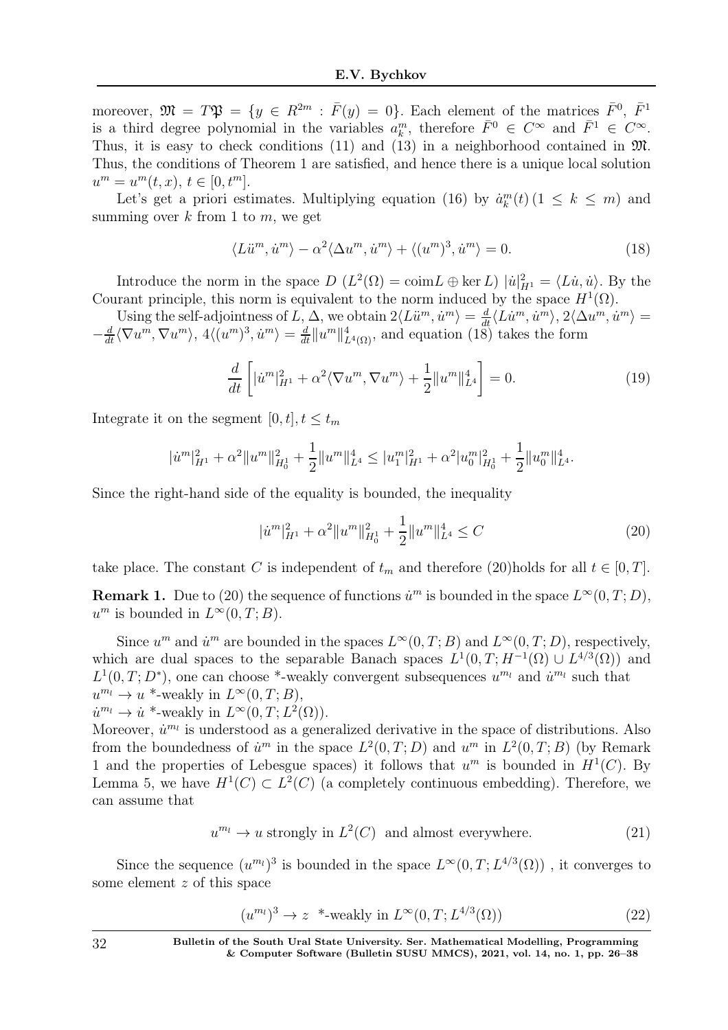moreover, $\mathfrak{M} = T\mathfrak{P} = \{y \in R^{2m} : \bar{F}(y) = 0\}$. Each element of the matrices $\bar{F}^0$, $\bar{F}^1$ is a third degree polynomial in the variables $a_k^m$, therefore $\bar{F}^0 \in C^\infty$ and $\bar{F}^1 \in C^\infty$. Thus, it is easy to check conditions (11) and (13) in a neighborhood contained in $\mathfrak{M}$. Thus, the conditions of Theorem 1 are satisfied, and hence there is a unique local solution $u^m = u^m(t,x)$, $t \in [0, t^m]$.

Let's get a priori estimates. Multiplying equation (16) by $\dot{a}_k^m(t)\,(1 \leq k \leq m)$ and summing over $k$ from 1 to $m$, we get

$$\langle L\ddot{u}^m, \dot{u}^m\rangle - \alpha^2\langle \Delta u^m, \dot{u}^m\rangle + \langle (u^m)^3, \dot{u}^m\rangle = 0. \tag{18}$$

Introduce the norm in the space $D$ $(L^2(\Omega) = \operatorname{coim} L \oplus \ker L)$ $|\dot{u}|^2_{H^1} = \langle L\dot{u}, \dot{u}\rangle$. By the Courant principle, this norm is equivalent to the norm induced by the space $H^1(\Omega)$.

Using the self-adjointness of $L$, $\Delta$, we obtain $2\langle L\ddot{u}^m, \dot{u}^m\rangle = \frac{d}{dt}\langle L\dot{u}^m, \dot{u}^m\rangle$, $2\langle \Delta u^m, \dot{u}^m\rangle = -\frac{d}{dt}\langle \nabla u^m, \nabla u^m\rangle$, $4\langle (u^m)^3, \dot{u}^m\rangle = \frac{d}{dt}\|u^m\|^4_{L^4(\Omega)}$, and equation (18) takes the form

$$\frac{d}{dt}\left[|\dot{u}^m|^2_{H^1} + \alpha^2\langle \nabla u^m, \nabla u^m\rangle + \frac{1}{2}\|u^m\|^4_{L^4}\right] = 0. \tag{19}$$

Integrate it on the segment $[0,t], t \leq t_m$

$$|\dot{u}^m|^2_{H^1} + \alpha^2\|u^m\|^2_{H^1_0} + \frac{1}{2}\|u^m\|^4_{L^4} \leq |u_1^m|^2_{H^1} + \alpha^2|u_0^m|^2_{H^1_0} + \frac{1}{2}\|u_0^m\|^4_{L^4}.$$

Since the right-hand side of the equality is bounded, the inequality

$$|\dot{u}^m|^2_{H^1} + \alpha^2\|u^m\|^2_{H^1_0} + \frac{1}{2}\|u^m\|^4_{L^4} \leq C \tag{20}$$

take place. The constant $C$ is independent of $t_m$ and therefore (20)holds for all $t \in [0,T]$.

**Remark 1.** Due to (20) the sequence of functions $\dot{u}^m$ is bounded in the space $L^\infty(0,T;D)$, $u^m$ is bounded in $L^\infty(0,T;B)$.

Since $u^m$ and $\dot{u}^m$ are bounded in the spaces $L^\infty(0,T;B)$ and $L^\infty(0,T;D)$, respectively, which are dual spaces to the separable Banach spaces $L^1(0,T;H^{-1}(\Omega) \cup L^{4/3}(\Omega))$ and $L^1(0,T;D^*)$, one can choose *-weakly convergent subsequences $u^{m_l}$ and $\dot{u}^{m_l}$ such that
$u^{m_l} \to u$ *-weakly in $L^\infty(0,T;B)$,
$\dot{u}^{m_l} \to \dot{u}$ *-weakly in $L^\infty(0,T;L^2(\Omega))$.
Moreover, $\dot{u}^{m_l}$ is understood as a generalized derivative in the space of distributions. Also from the boundedness of $\dot{u}^m$ in the space $L^2(0,T;D)$ and $u^m$ in $L^2(0,T;B)$ (by Remark 1 and the properties of Lebesgue spaces) it follows that $u^m$ is bounded in $H^1(C)$. By Lemma 5, we have $H^1(C) \subset L^2(C)$ (a completely continuous embedding). Therefore, we can assume that

$$u^{m_l} \to u \text{ strongly in } L^2(C) \text{ and almost everywhere.} \tag{21}$$

Since the sequence $(u^{m_l})^3$ is bounded in the space $L^\infty(0,T;L^{4/3}(\Omega))$ , it converges to some element $z$ of this space

$$(u^{m_l})^3 \to z \text{ *-weakly in } L^\infty(0,T;L^{4/3}(\Omega)) \tag{22}$$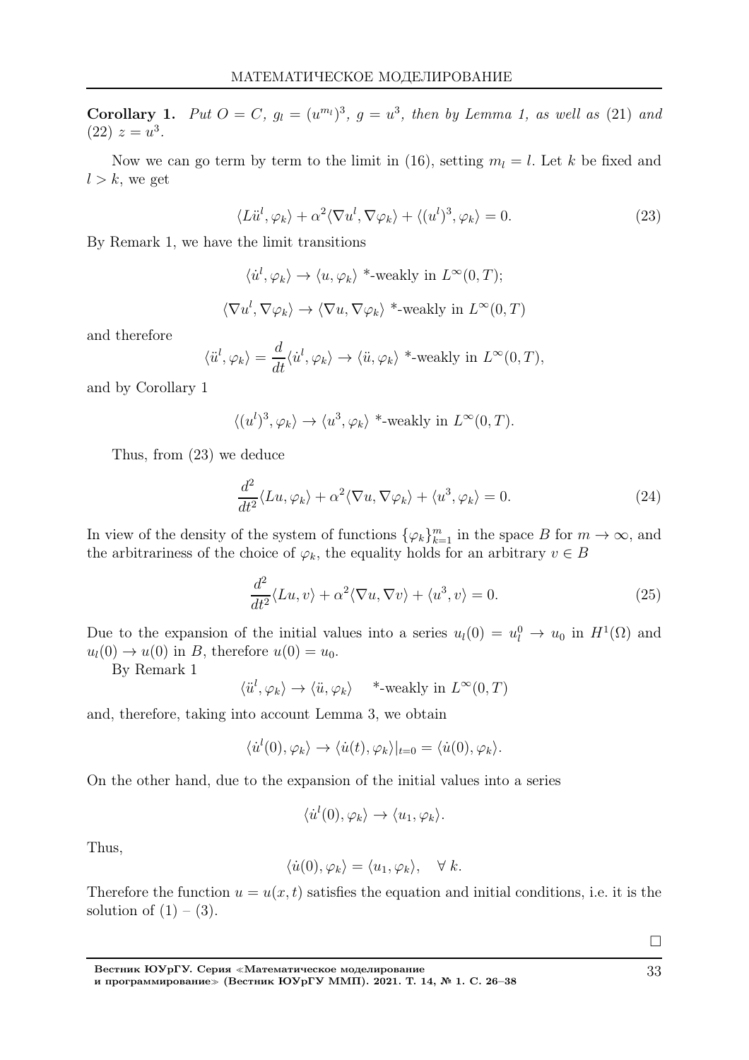**Corollary 1.** *Put $O = C$, $g_l = (u^{m_l})^3$, $g = u^3$, then by Lemma 1, as well as* (21) *and* (22) $z = u^3$.

Now we can go term by term to the limit in (16), setting $m_l = l$. Let $k$ be fixed and $l > k$, we get

$$\langle L\ddot{u}^l, \varphi_k\rangle + \alpha^2\langle \nabla u^l, \nabla\varphi_k\rangle + \langle (u^l)^3, \varphi_k\rangle = 0. \tag{23}$$

By Remark 1, we have the limit transitions

$$\langle \dot{u}^l, \varphi_k\rangle \to \langle u, \varphi_k\rangle \text{ *-weakly in } L^\infty(0,T);$$

$$\langle \nabla u^l, \nabla\varphi_k\rangle \to \langle \nabla u, \nabla\varphi_k\rangle \text{ *-weakly in } L^\infty(0,T)$$

and therefore

$$\langle \ddot{u}^l, \varphi_k\rangle = \frac{d}{dt}\langle \dot{u}^l, \varphi_k\rangle \to \langle \ddot{u}, \varphi_k\rangle \text{ *-weakly in } L^\infty(0,T),$$

and by Corollary 1

$$\langle (u^l)^3, \varphi_k\rangle \to \langle u^3, \varphi_k\rangle \text{ *-weakly in } L^\infty(0,T).$$

Thus, from (23) we deduce

$$\frac{d^2}{dt^2}\langle Lu, \varphi_k\rangle + \alpha^2\langle \nabla u, \nabla\varphi_k\rangle + \langle u^3, \varphi_k\rangle = 0. \tag{24}$$

In view of the density of the system of functions $\{\varphi_k\}_{k=1}^m$ in the space $B$ for $m \to \infty$, and the arbitrariness of the choice of $\varphi_k$, the equality holds for an arbitrary $v \in B$

$$\frac{d^2}{dt^2}\langle Lu, v\rangle + \alpha^2\langle \nabla u, \nabla v\rangle + \langle u^3, v\rangle = 0. \tag{25}$$

Due to the expansion of the initial values into a series $u_l(0) = u_l^0 \to u_0$ in $H^1(\Omega)$ and $u_l(0) \to u(0)$ in $B$, therefore $u(0) = u_0$.

By Remark 1

$$\langle \ddot{u}^l, \varphi_k\rangle \to \langle \ddot{u}, \varphi_k\rangle \quad \text{*-weakly in } L^\infty(0,T)$$

and, therefore, taking into account Lemma 3, we obtain

$$\langle \dot{u}^l(0), \varphi_k\rangle \to \langle \dot{u}(t), \varphi_k\rangle|_{t=0} = \langle \dot{u}(0), \varphi_k\rangle.$$

On the other hand, due to the expansion of the initial values into a series

$$\langle \dot{u}^l(0), \varphi_k\rangle \to \langle u_1, \varphi_k\rangle.$$

Thus,

$$\langle \dot{u}(0), \varphi_k\rangle = \langle u_1, \varphi_k\rangle, \quad \forall\, k.$$

Therefore the function $u = u(x,t)$ satisfies the equation and initial conditions, i.e. it is the solution of (1) – (3).

□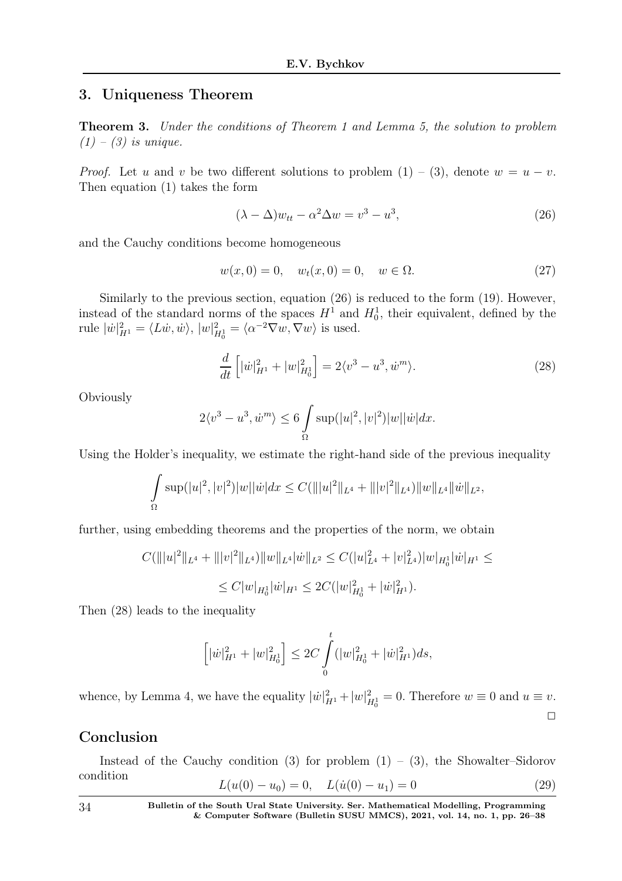## 3. Uniqueness Theorem

**Theorem 3.** *Under the conditions of Theorem 1 and Lemma 5, the solution to problem (1) – (3) is unique.*

*Proof.* Let $u$ and $v$ be two different solutions to problem (1) – (3), denote $w = u - v$. Then equation (1) takes the form

$$(\lambda - \Delta)w_{tt} - \alpha^2 \Delta w = v^3 - u^3, \tag{26}$$

and the Cauchy conditions become homogeneous

$$w(x, 0) = 0, \quad w_t(x, 0) = 0, \quad w \in \Omega. \tag{27}$$

Similarly to the previous section, equation (26) is reduced to the form (19). However, instead of the standard norms of the spaces $H^1$ and $H_0^1$, their equivalent, defined by the rule $|\dot{w}|_{H^1}^2 = \langle L\dot{w}, \dot{w}\rangle$, $|w|_{H_0^1}^2 = \langle \alpha^{-2}\nabla w, \nabla w\rangle$ is used.

$$\frac{d}{dt}\left[|\dot{w}|_{H^1}^2 + |w|_{H_0^1}^2\right] = 2\langle v^3 - u^3, \dot{w}^m\rangle. \tag{28}$$

Obviously

$$2\langle v^3 - u^3, \dot{w}^m\rangle \leq 6 \int\limits_{\Omega} \sup(|u|^2, |v|^2)|w||\dot{w}|dx.$$

Using the Holder's inequality, we estimate the right-hand side of the previous inequality

$$\int\limits_{\Omega} \sup(|u|^2, |v|^2)|w||\dot{w}|dx \leq C(\||u|^2\|_{L^4} + \||v|^2\|_{L^4})\|w\|_{L^4}\|\dot{w}\|_{L^2},$$

further, using embedding theorems and the properties of the norm, we obtain

$$C(\||u|^2\|_{L^4} + \||v|^2\|_{L^4})\|w\|_{L^4}|\dot{w}\|_{L^2} \leq C(|u|_{L^4}^2 + |v|_{L^4}^2)|w|_{H_0^1}|\dot{w}|_{H^1} \leq$$

$$\leq C|w|_{H_0^1}|\dot{w}|_{H^1} \leq 2C(|w|_{H_0^1}^2 + |\dot{w}|_{H^1}^2).$$

Then (28) leads to the inequality

$$\left[|\dot{w}|_{H^1}^2 + |w|_{H_0^1}^2\right] \leq 2C\int\limits_0^t (|w|_{H_0^1}^2 + |\dot{w}|_{H^1}^2)ds,$$

whence, by Lemma 4, we have the equality $|\dot{w}|_{H^1}^2 + |w|_{H_0^1}^2 = 0$. Therefore $w \equiv 0$ and $u \equiv v$. □

## Conclusion

Instead of the Cauchy condition (3) for problem (1) – (3), the Showalter–Sidorov condition

$$L(u(0) - u_0) = 0, \quad L(\dot{u}(0) - u_1) = 0 \tag{29}$$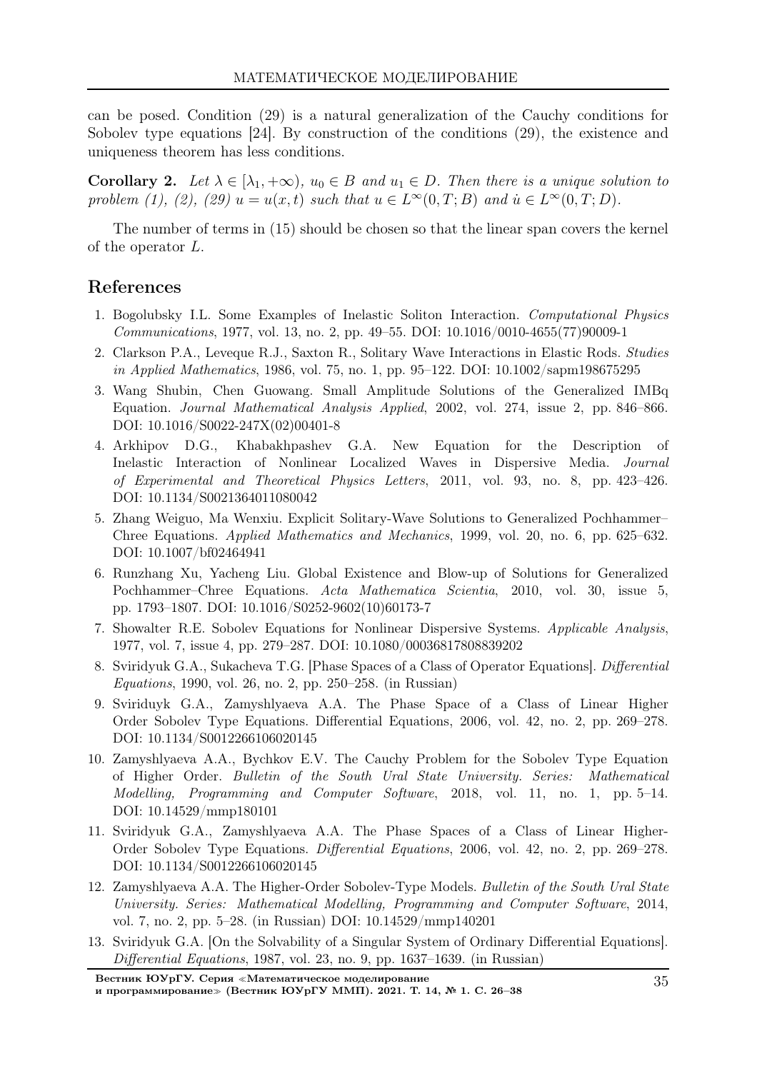can be posed. Condition (29) is a natural generalization of the Cauchy conditions for Sobolev type equations [24]. By construction of the conditions (29), the existence and uniqueness theorem has less conditions.

**Corollary 2.** *Let $\lambda \in [\lambda_1, +\infty)$, $u_0 \in B$ and $u_1 \in D$. Then there is a unique solution to problem (1), (2), (29) $u = u(x,t)$ such that $u \in L^\infty(0,T;B)$ and $\dot{u} \in L^\infty(0,T;D)$.*

The number of terms in (15) should be chosen so that the linear span covers the kernel of the operator $L$.

## References

1. Bogolubsky I.L. Some Examples of Inelastic Soliton Interaction. *Computational Physics Communications*, 1977, vol. 13, no. 2, pp. 49–55. DOI: 10.1016/0010-4655(77)90009-1
2. Clarkson P.A., Leveque R.J., Saxton R., Solitary Wave Interactions in Elastic Rods. *Studies in Applied Mathematics*, 1986, vol. 75, no. 1, pp. 95–122. DOI: 10.1002/sapm198675295
3. Wang Shubin, Chen Guowang. Small Amplitude Solutions of the Generalized IMBq Equation. *Journal Mathematical Analysis Applied*, 2002, vol. 274, issue 2, pp. 846–866. DOI: 10.1016/S0022-247X(02)00401-8
4. Arkhipov D.G., Khabakhpashev G.A. New Equation for the Description of Inelastic Interaction of Nonlinear Localized Waves in Dispersive Media. *Journal of Experimental and Theoretical Physics Letters*, 2011, vol. 93, no. 8, pp. 423–426. DOI: 10.1134/S0021364011080042
5. Zhang Weiguo, Ma Wenxiu. Explicit Solitary-Wave Solutions to Generalized Pochhammer–Chree Equations. *Applied Mathematics and Mechanics*, 1999, vol. 20, no. 6, pp. 625–632. DOI: 10.1007/bf02464941
6. Runzhang Xu, Yacheng Liu. Global Existence and Blow-up of Solutions for Generalized Pochhammer–Chree Equations. *Acta Mathematica Scientia*, 2010, vol. 30, issue 5, pp. 1793–1807. DOI: 10.1016/S0252-9602(10)60173-7
7. Showalter R.E. Sobolev Equations for Nonlinear Dispersive Systems. *Applicable Analysis*, 1977, vol. 7, issue 4, pp. 279–287. DOI: 10.1080/00036817808839202
8. Sviridyuk G.A., Sukacheva T.G. [Phase Spaces of a Class of Operator Equations]. *Differential Equations*, 1990, vol. 26, no. 2, pp. 250–258. (in Russian)
9. Sviriduyk G.A., Zamyshlyaeva A.A. The Phase Space of a Class of Linear Higher Order Sobolev Type Equations. Differential Equations, 2006, vol. 42, no. 2, pp. 269–278. DOI: 10.1134/S0012266106020145
10. Zamyshlyaeva A.A., Bychkov E.V. The Cauchy Problem for the Sobolev Type Equation of Higher Order. *Bulletin of the South Ural State University. Series: Mathematical Modelling, Programming and Computer Software*, 2018, vol. 11, no. 1, pp. 5–14. DOI: 10.14529/mmp180101
11. Sviridyuk G.A., Zamyshlyaeva A.A. The Phase Spaces of a Class of Linear Higher-Order Sobolev Type Equations. *Differential Equations*, 2006, vol. 42, no. 2, pp. 269–278. DOI: 10.1134/S0012266106020145
12. Zamyshlyaeva A.A. The Higher-Order Sobolev-Type Models. *Bulletin of the South Ural State University. Series: Mathematical Modelling, Programming and Computer Software*, 2014, vol. 7, no. 2, pp. 5–28. (in Russian) DOI: 10.14529/mmp140201
13. Sviridyuk G.A. [On the Solvability of a Singular System of Ordinary Differential Equations]. *Differential Equations*, 1987, vol. 23, no. 9, pp. 1637–1639. (in Russian)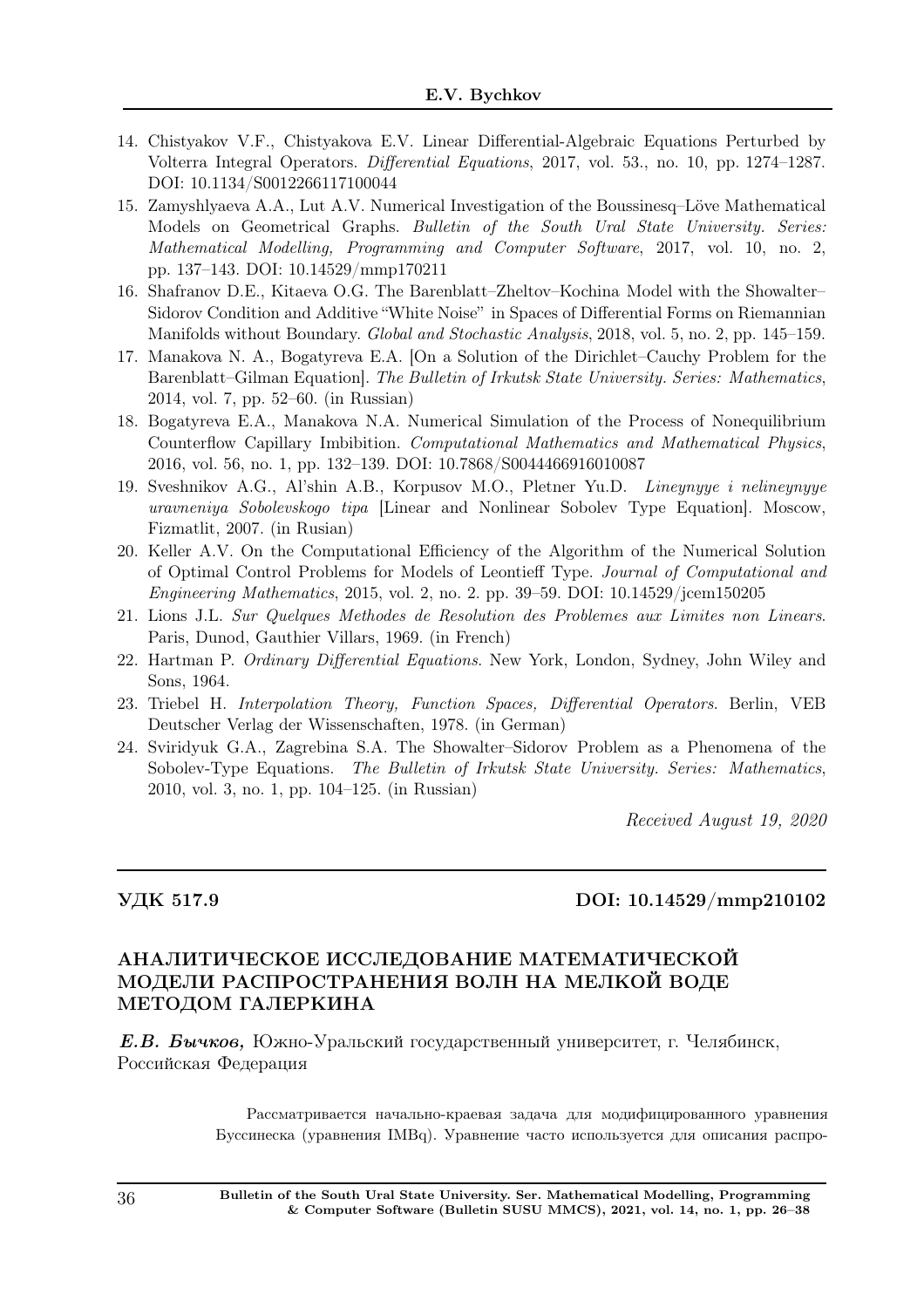14. Chistyakov V.F., Chistyakova E.V. Linear Differential-Algebraic Equations Perturbed by Volterra Integral Operators. *Differential Equations*, 2017, vol. 53., no. 10, pp. 1274–1287. DOI: 10.1134/S0012266117100044
15. Zamyshlyaeva A.A., Lut A.V. Numerical Investigation of the Boussinesq–Löve Mathematical Models on Geometrical Graphs. *Bulletin of the South Ural State University. Series: Mathematical Modelling, Programming and Computer Software*, 2017, vol. 10, no. 2, pp. 137–143. DOI: 10.14529/mmp170211
16. Shafranov D.E., Kitaeva O.G. The Barenblatt–Zheltov–Kochina Model with the Showalter–Sidorov Condition and Additive "White Noise" in Spaces of Differential Forms on Riemannian Manifolds without Boundary. *Global and Stochastic Analysis*, 2018, vol. 5, no. 2, pp. 145–159.
17. Manakova N. A., Bogatyreva E.A. [On a Solution of the Dirichlet–Cauchy Problem for the Barenblatt–Gilman Equation]. *The Bulletin of Irkutsk State University. Series: Mathematics*, 2014, vol. 7, pp. 52–60. (in Russian)
18. Bogatyreva E.A., Manakova N.A. Numerical Simulation of the Process of Nonequilibrium Counterflow Capillary Imbibition. *Computational Mathematics and Mathematical Physics*, 2016, vol. 56, no. 1, pp. 132–139. DOI: 10.7868/S0044466916010087
19. Sveshnikov A.G., Al'shin A.B., Korpusov M.O., Pletner Yu.D. *Lineynyye i nelineynyye uravneniya Sobolevskogo tipa* [Linear and Nonlinear Sobolev Type Equation]. Moscow, Fizmatlit, 2007. (in Rusian)
20. Keller A.V. On the Computational Efficiency of the Algorithm of the Numerical Solution of Optimal Control Problems for Models of Leontieff Type. *Journal of Computational and Engineering Mathematics*, 2015, vol. 2, no. 2. pp. 39–59. DOI: 10.14529/jcem150205
21. Lions J.L. *Sur Quelques Methodes de Resolution des Problemes aux Limites non Linears*. Paris, Dunod, Gauthier Villars, 1969. (in French)
22. Hartman P. *Ordinary Differential Equations*. New York, London, Sydney, John Wiley and Sons, 1964.
23. Triebel H. *Interpolation Theory, Function Spaces, Differential Operators*. Berlin, VEB Deutscher Verlag der Wissenschaften, 1978. (in German)
24. Sviridyuk G.A., Zagrebina S.A. The Showalter–Sidorov Problem as a Phenomena of the Sobolev-Type Equations. *The Bulletin of Irkutsk State University. Series: Mathematics*, 2010, vol. 3, no. 1, pp. 104–125. (in Russian)

*Received August 19, 2020*

---

**УДК 517.9** **DOI: 10.14529/mmp210102**

## АНАЛИТИЧЕСКОЕ ИССЛЕДОВАНИЕ МАТЕМАТИЧЕСКОЙ МОДЕЛИ РАСПРОСТРАНЕНИЯ ВОЛН НА МЕЛКОЙ ВОДЕ МЕТОДОМ ГАЛЕРКИНА

***Е.В. Бычков,*** Южно-Уральский государственный университет, г. Челябинск, Российская Федерация

Рассматривается начально-краевая задача для модифицированного уравнения Буссинеска (уравнения IMBq). Уравнение часто используется для описания распро-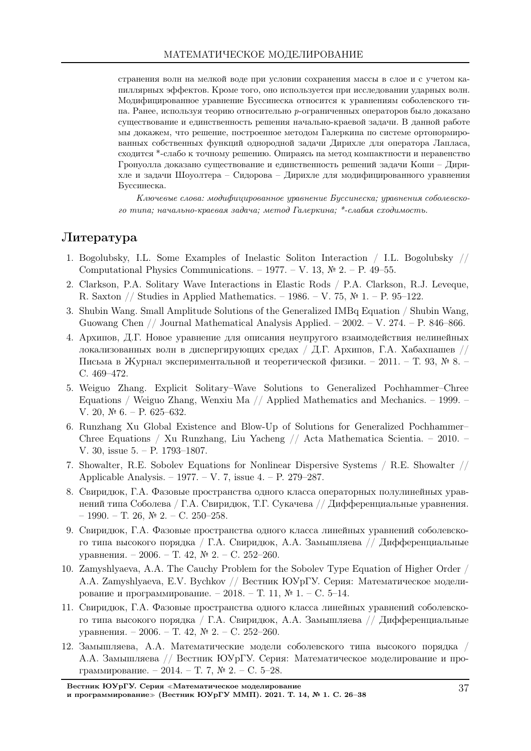странения волн на мелкой воде при условии сохранения массы в слое и с учетом капиллярных эффектов. Кроме того, оно используется при исследовании ударных волн. Модифицированное уравнение Буссинеска относится к уравнениям соболевского типа. Ранее, используя теорию относительно $p$-ограниченных операторов было доказано существование и единственность решения начально-краевой задачи. В данной работе мы докажем, что решение, построенное методом Галеркина по системе ортонормированных собственных функций однородной задачи Дирихле для оператора Лапласа, сходится *-слабо к точному решению. Опираясь на метод компактности и неравенство Гронуолла доказано существование и единственность решений задачи Коши – Дирихле и задачи Шоуолтера – Сидорова – Дирихле для модифицированного уравнения Буссинеска.

*Ключевые слова: модифицированное уравнение Буссинеска; уравнения соболевского типа; начально-краевая задача; метод Галеркина; *-слабая сходимость.*

## Литература

1. Bogolubsky, I.L. Some Examples of Inelastic Soliton Interaction / I.L. Bogolubsky // Computational Physics Communications. – 1977. – V. 13, № 2. – P. 49–55.
2. Clarkson, P.A. Solitary Wave Interactions in Elastic Rods / P.A. Clarkson, R.J. Leveque, R. Saxton // Studies in Applied Mathematics. – 1986. – V. 75, № 1. – P. 95–122.
3. Shubin Wang. Small Amplitude Solutions of the Generalized IMBq Equation / Shubin Wang, Guowang Chen // Journal Mathematical Analysis Applied. – 2002. – V. 274. – P. 846–866.
4. Архипов, Д.Г. Новое уравнение для описания неупругого взаимодействия нелинейных локализованных волн в диспергирующих средах / Д.Г. Архипов, Г.А. Хабахпашев // Письма в Журнал экспериментальной и теоретической физики. – 2011. – Т. 93, № 8. – С. 469–472.
5. Weiguo Zhang. Explicit Solitary–Wave Solutions to Generalized Pochhammer–Chree Equations / Weiguo Zhang, Wenxiu Ma // Applied Mathematics and Mechanics. – 1999. – V. 20, № 6. – P. 625–632.
6. Runzhang Xu Global Existence and Blow-Up of Solutions for Generalized Pochhammer–Chree Equations / Xu Runzhang, Liu Yacheng // Acta Mathematica Scientia. – 2010. – V. 30, issue 5. – P. 1793–1807.
7. Showalter, R.E. Sobolev Equations for Nonlinear Dispersive Systems / R.E. Showalter // Applicable Analysis. – 1977. – V. 7, issue 4. – P. 279–287.
8. Свиридюк, Г.А. Фазовые пространства одного класса операторных полулинейных уравнений типа Соболева / Г.А. Свиридюк, Т.Г. Сукачева // Дифференциальные уравнения. – 1990. – Т. 26, № 2. – С. 250–258.
9. Свиридюк, Г.А. Фазовые пространства одного класса линейных уравнений соболевского типа высокого порядка / Г.А. Свиридюк, А.А. Замышляева // Дифференциальные уравнения. – 2006. – Т. 42, № 2. – С. 252–260.
10. Zamyshlyaeva, A.A. The Cauchy Problem for the Sobolev Type Equation of Higher Order / A.A. Zamyshlyaeva, E.V. Bychkov // Вестник ЮУрГУ. Серия: Математическое моделирование и программирование. – 2018. – Т. 11, № 1. – С. 5–14.
11. Свиридюк, Г.А. Фазовые пространства одного класса линейных уравнений соболевского типа высокого порядка / Г.А. Свиридюк, А.А. Замышляева // Дифференциальные уравнения. – 2006. – Т. 42, № 2. – С. 252–260.
12. Замышляева, А.А. Математические модели соболевского типа высокого порядка / А.А. Замышляева // Вестник ЮУрГУ. Серия: Математическое моделирование и программирование. – 2014. – Т. 7, № 2. – С. 5–28.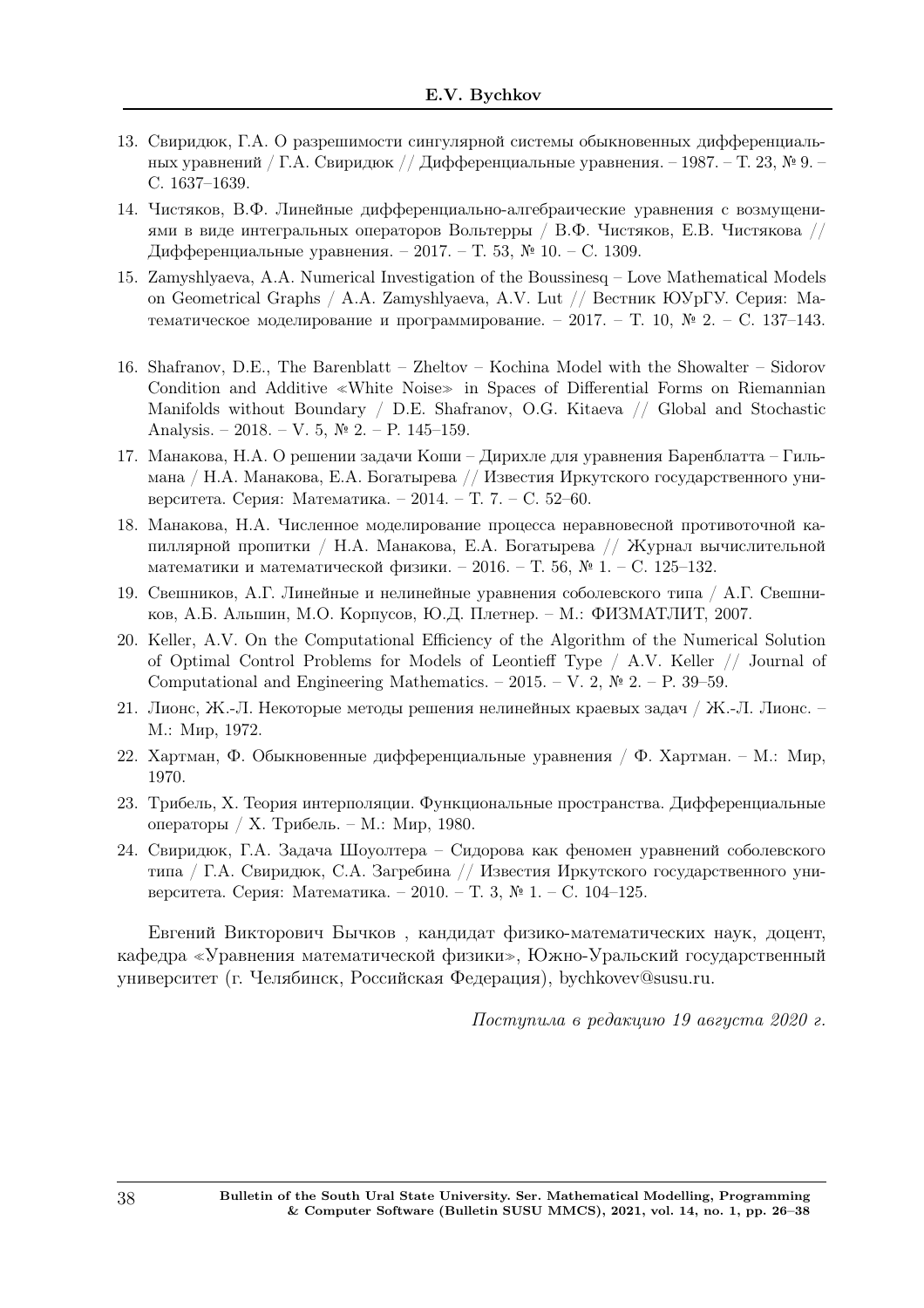13. Свиридюк, Г.А. О разрешимости сингулярной системы обыкновенных дифференциальных уравнений / Г.А. Свиридюк // Дифференциальные уравнения. – 1987. – Т. 23, № 9. – С. 1637–1639.

14. Чистяков, В.Ф. Линейные дифференциально-алгебраические уравнения с возмущениями в виде интегральных операторов Вольтерры / В.Ф. Чистяков, Е.В. Чистякова // Дифференциальные уравнения. – 2017. – Т. 53, № 10. – С. 1309.

15. Zamyshlyaeva, A.A. Numerical Investigation of the Boussinesq – Love Mathematical Models on Geometrical Graphs / A.A. Zamyshlyaeva, A.V. Lut // Вестник ЮУрГУ. Серия: Математическое моделирование и программирование. – 2017. – Т. 10, № 2. – С. 137–143.

16. Shafranov, D.E., The Barenblatt – Zheltov – Kochina Model with the Showalter – Sidorov Condition and Additive «White Noise» in Spaces of Differential Forms on Riemannian Manifolds without Boundary / D.E. Shafranov, O.G. Kitaeva // Global and Stochastic Analysis. – 2018. – V. 5, № 2. – P. 145–159.

17. Манакова, Н.А. О решении задачи Коши – Дирихле для уравнения Баренблатта – Гильмана / Н.А. Манакова, Е.А. Богатырева // Известия Иркутского государственного университета. Серия: Математика. – 2014. – Т. 7. – С. 52–60.

18. Манакова, Н.А. Численное моделирование процесса неравновесной противоточной капиллярной пропитки / Н.А. Манакова, Е.А. Богатырева // Журнал вычислительной математики и математической физики. – 2016. – Т. 56, № 1. – С. 125–132.

19. Свешников, А.Г. Линейные и нелинейные уравнения соболевского типа / А.Г. Свешников, А.Б. Альшин, М.О. Корпусов, Ю.Д. Плетнер. – М.: ФИЗМАТЛИТ, 2007.

20. Keller, A.V. On the Computational Efficiency of the Algorithm of the Numerical Solution of Optimal Control Problems for Models of Leontieff Type / A.V. Keller // Journal of Computational and Engineering Mathematics. – 2015. – V. 2, № 2. – P. 39–59.

21. Лионс, Ж.-Л. Некоторые методы решения нелинейных краевых задач / Ж.-Л. Лионс. – М.: Мир, 1972.

22. Хартман, Ф. Обыкновенные дифференциальные уравнения / Ф. Хартман. – М.: Мир, 1970.

23. Трибель, Х. Теория интерполяции. Функциональные пространства. Дифференциальные операторы / Х. Трибель. – М.: Мир, 1980.

24. Свиридюк, Г.А. Задача Шоуолтера – Сидорова как феномен уравнений соболевского типа / Г.А. Свиридюк, С.А. Загребина // Известия Иркутского государственного университета. Серия: Математика. – 2010. – Т. 3, № 1. – С. 104–125.

Евгений Викторович Бычков , кандидат физико-математических наук, доцент, кафедра «Уравнения математической физики», Южно-Уральский государственный университет (г. Челябинск, Российская Федерация), bychkovev@susu.ru.

*Поступила в редакцию 19 августа 2020 г.*